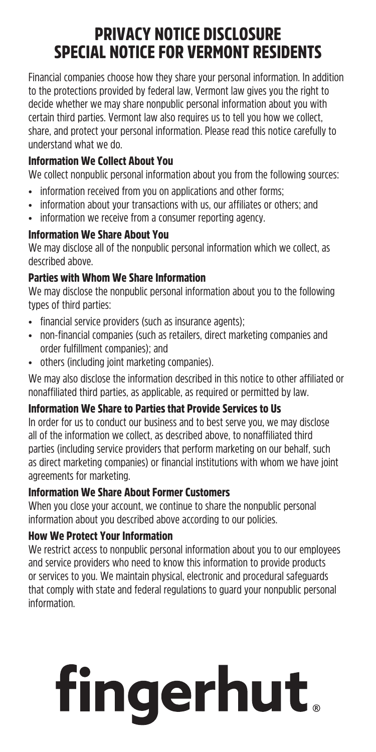# PRIVACY NOTICE DISCLOSURE
# SPECIAL NOTICE FOR VERMONT RESIDENTS

Financial companies choose how they share your personal information. In addition to the protections provided by federal law, Vermont law gives you the right to decide whether we may share nonpublic personal information about you with certain third parties. Vermont law also requires us to tell you how we collect, share, and protect your personal information. Please read this notice carefully to understand what we do.

### Information We Collect About You

We collect nonpublic personal information about you from the following sources:

- information received from you on applications and other forms;
- information about your transactions with us, our affiliates or others; and
- information we receive from a consumer reporting agency.

### Information We Share About You

We may disclose all of the nonpublic personal information which we collect, as described above.

### Parties with Whom We Share Information

We may disclose the nonpublic personal information about you to the following types of third parties:

- financial service providers (such as insurance agents);
- non-financial companies (such as retailers, direct marketing companies and order fulfillment companies); and
- others (including joint marketing companies).

We may also disclose the information described in this notice to other affiliated or nonaffiliated third parties, as applicable, as required or permitted by law.

### Information We Share to Parties that Provide Services to Us

In order for us to conduct our business and to best serve you, we may disclose all of the information we collect, as described above, to nonaffiliated third parties (including service providers that perform marketing on our behalf, such as direct marketing companies) or financial institutions with whom we have joint agreements for marketing.

### Information We Share About Former Customers

When you close your account, we continue to share the nonpublic personal information about you described above according to our policies.

### How We Protect Your Information

We restrict access to nonpublic personal information about you to our employees and service providers who need to know this information to provide products or services to you. We maintain physical, electronic and procedural safeguards that comply with state and federal regulations to guard your nonpublic personal information.

fingerhut®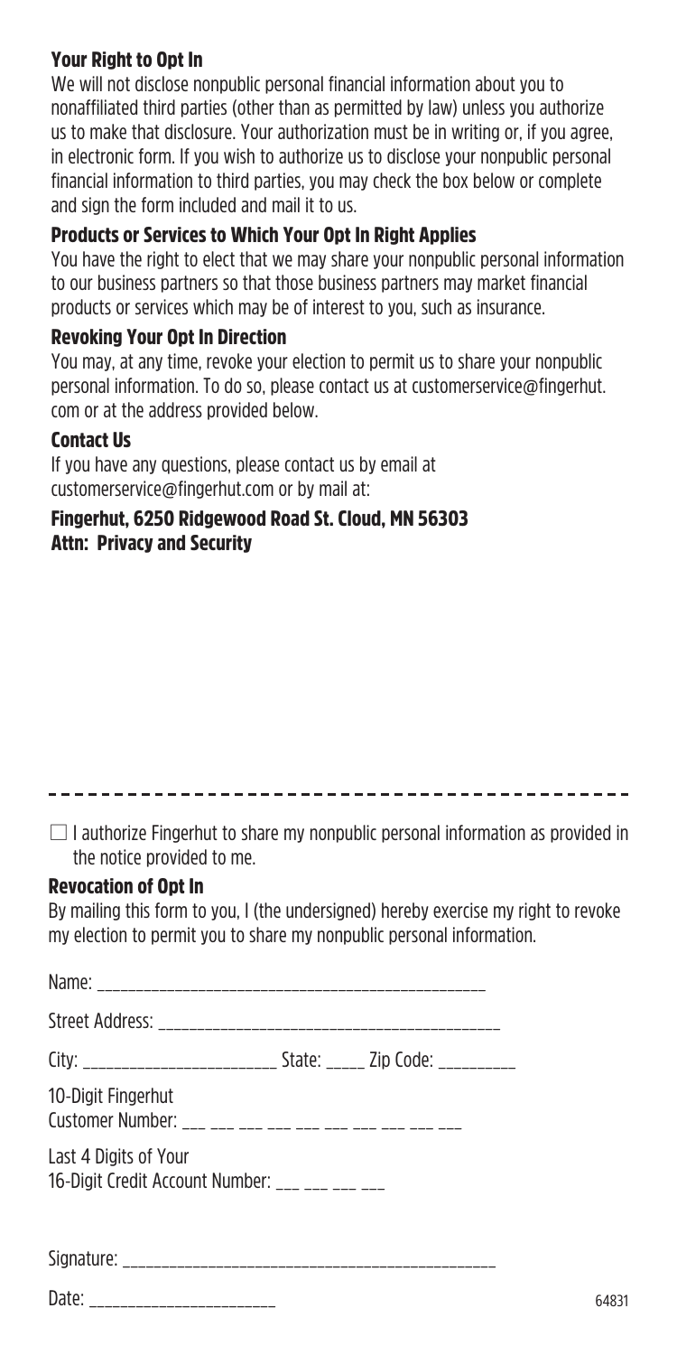### Your Right to Opt In

We will not disclose nonpublic personal financial information about you to nonaffiliated third parties (other than as permitted by law) unless you authorize us to make that disclosure. Your authorization must be in writing or, if you agree, in electronic form. If you wish to authorize us to disclose your nonpublic personal financial information to third parties, you may check the box below or complete and sign the form included and mail it to us.

### Products or Services to Which Your Opt In Right Applies

You have the right to elect that we may share your nonpublic personal information to our business partners so that those business partners may market financial products or services which may be of interest to you, such as insurance.

### Revoking Your Opt In Direction

You may, at any time, revoke your election to permit us to share your nonpublic personal information. To do so, please contact us at customerservice@fingerhut.com or at the address provided below.

### Contact Us

If you have any questions, please contact us by email at customerservice@fingerhut.com or by mail at:

**Fingerhut, 6250 Ridgewood Road St. Cloud, MN 56303**
**Attn: Privacy and Security**

---

☐ I authorize Fingerhut to share my nonpublic personal information as provided in the notice provided to me.

### Revocation of Opt In

By mailing this form to you, I (the undersigned) hereby exercise my right to revoke my election to permit you to share my nonpublic personal information.

Name: ______________________________________________

Street Address: _________________________________________

City: _______________________ State: _____ Zip Code: _________

10-Digit Fingerhut
Customer Number: ___ ___ ___ ___ ___ ___ ___ ___ ___ ___

Last 4 Digits of Your
16-Digit Credit Account Number: ___ ___ ___ ___

Signature: ____________________________________________

Date: ______________________

64831